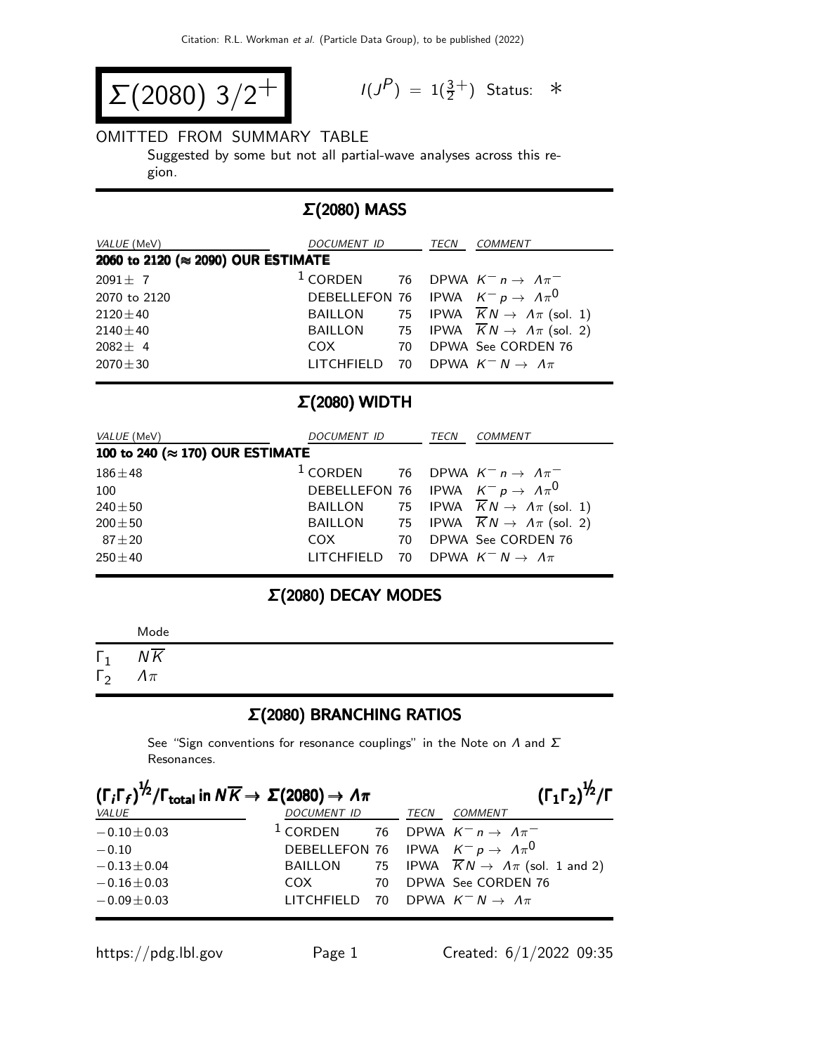# $\Sigma(2080)$ $3/2^+$

$I(J^P) = 1(\frac{3}{2}^+)$ Status: ∗

OMITTED FROM SUMMARY TABLE

Suggested by some but not all partial-wave analyses across this region.

## $\Sigma(2080)$ MASS

| *VALUE* (MeV) | *DOCUMENT ID* | | *TECN* | *COMMENT* |
|---|---|---|---|---|
| **2060 to 2120 (≈ 2090) OUR ESTIMATE** | | | | |
| $2091 \pm 7$ | [1] CORDEN | 76 | DPWA | $K^- n \to \Lambda\pi^-$ |
| 2070 to 2120 | DEBELLEFON | 76 | IPWA | $K^- p \to \Lambda\pi^0$ |
| $2120 \pm 40$ | BAILLON | 75 | IPWA | $\overline{K}N \to \Lambda\pi$ (sol. 1) |
| $2140 \pm 40$ | BAILLON | 75 | IPWA | $\overline{K}N \to \Lambda\pi$ (sol. 2) |
| $2082 \pm 4$ | COX | 70 | DPWA | See CORDEN 76 |
| $2070 \pm 30$ | LITCHFIELD | 70 | DPWA | $K^- N \to \Lambda\pi$ |

## $\Sigma(2080)$ WIDTH

| *VALUE* (MeV) | *DOCUMENT ID* | | *TECN* | *COMMENT* |
|---|---|---|---|---|
| **100 to 240 (≈ 170) OUR ESTIMATE** | | | | |
| $186 \pm 48$ | [1] CORDEN | 76 | DPWA | $K^- n \to \Lambda\pi^-$ |
| 100 | DEBELLEFON | 76 | IPWA | $K^- p \to \Lambda\pi^0$ |
| $240 \pm 50$ | BAILLON | 75 | IPWA | $\overline{K}N \to \Lambda\pi$ (sol. 1) |
| $200 \pm 50$ | BAILLON | 75 | IPWA | $\overline{K}N \to \Lambda\pi$ (sol. 2) |
| $87 \pm 20$ | COX | 70 | DPWA | See CORDEN 76 |
| $250 \pm 40$ | LITCHFIELD | 70 | DPWA | $K^- N \to \Lambda\pi$ |

## $\Sigma(2080)$ DECAY MODES

| | Mode |
|---|---|
| $\Gamma_1$ | $N\overline{K}$ |
| $\Gamma_2$ | $\Lambda\pi$ |

## $\Sigma(2080)$ BRANCHING RATIOS

See "Sign conventions for resonance couplings" in the Note on $\Lambda$ and $\Sigma$ Resonances.

### $(\Gamma_i\Gamma_f)^{1/2}/\Gamma_{total}$ in $N\overline{K} \to \Sigma(2080) \to \Lambda\pi$ — $(\Gamma_1\Gamma_2)^{1/2}/\Gamma$

| *VALUE* | *DOCUMENT ID* | | *TECN* | *COMMENT* |
|---|---|---|---|---|
| $-0.10 \pm 0.03$ | [1] CORDEN | 76 | DPWA | $K^- n \to \Lambda\pi^-$ |
| $-0.10$ | DEBELLEFON | 76 | IPWA | $K^- p \to \Lambda\pi^0$ |
| $-0.13 \pm 0.04$ | BAILLON | 75 | IPWA | $\overline{K}N \to \Lambda\pi$ (sol. 1 and 2) |
| $-0.16 \pm 0.03$ | COX | 70 | DPWA | See CORDEN 76 |
| $-0.09 \pm 0.03$ | LITCHFIELD | 70 | DPWA | $K^- N \to \Lambda\pi$ |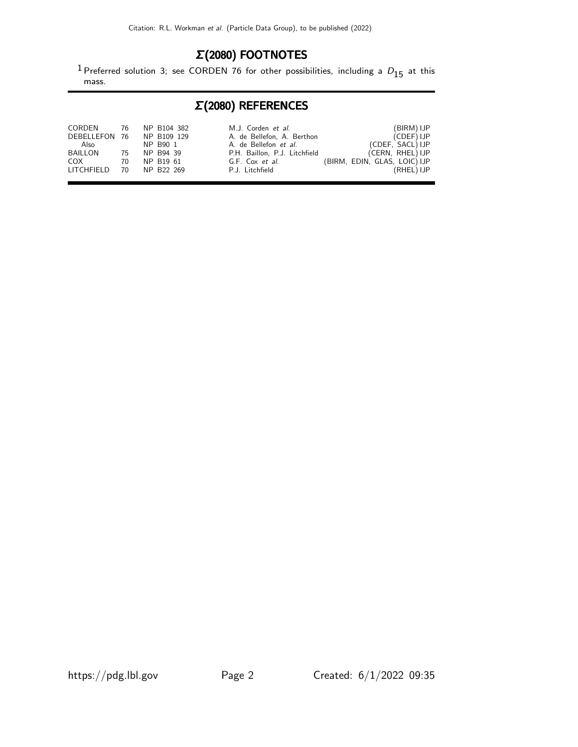## Σ(2080) FOOTNOTES

[1] Preferred solution 3; see CORDEN 76 for other possibilities, including a $D_{15}$ at this mass.

## Σ(2080) REFERENCES

| | | | | |
|---|---|---|---|---|
| CORDEN | 76 | NP B104 382 | M.J. Corden *et al.* | (BIRM) IJP |
| DEBELLEFON | 76 | NP B109 129 | A. de Bellefon, A. Berthon | (CDEF) IJP |
| Also | | NP B90 1 | A. de Bellefon *et al.* | (CDEF, SACL) IJP |
| BAILLON | 75 | NP B94 39 | P.H. Baillon, P.J. Litchfield | (CERN, RHEL) IJP |
| COX | 70 | NP B19 61 | G.F. Cox *et al.* | (BIRM, EDIN, GLAS, LOIC) IJP |
| LITCHFIELD | 70 | NP B22 269 | P.J. Litchfield | (RHEL) IJP |